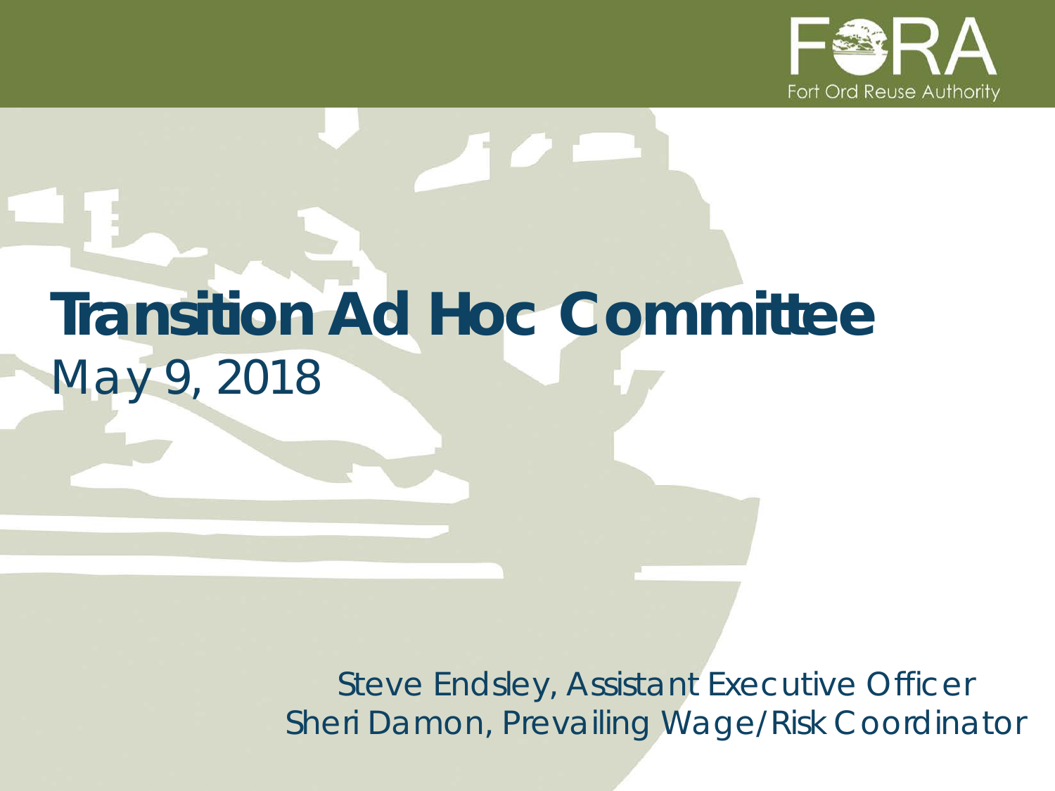FORA

Fort Ord Reuse Authority

# Transition Ad Hoc Committee

May 9, 2018

Steve Endsley, Assistant Executive Officer

Sheri Damon, Prevailing Wage/Risk Coordinator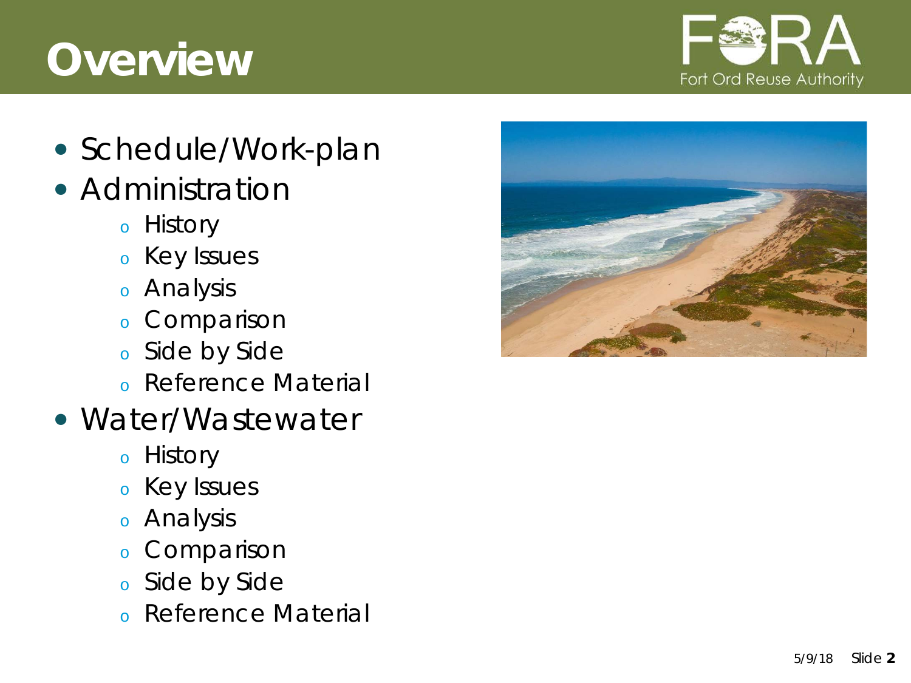# Overview

- Schedule/Work-plan
- Administration
  - History
  - Key Issues
  - Analysis
  - Comparison
  - Side by Side
  - Reference Material
- Water/Wastewater
  - History
  - Key Issues
  - Analysis
  - Comparison
  - Side by Side
  - Reference Material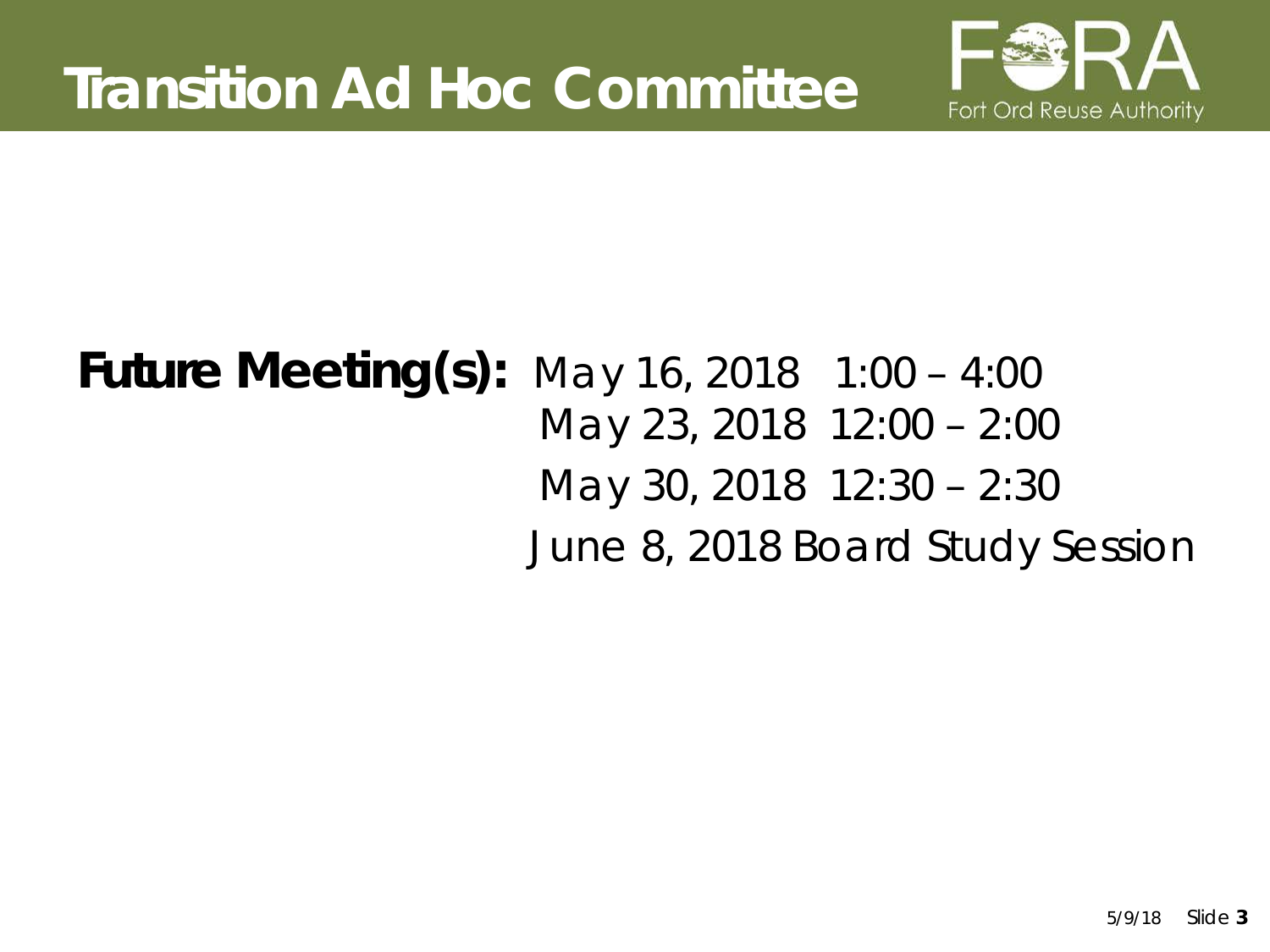# Transition Ad Hoc Committee

**Future Meeting(s):** May 16, 2018 1:00 – 4:00
May 23, 2018 12:00 – 2:00
May 30, 2018 12:30 – 2:30
June 8, 2018 Board Study Session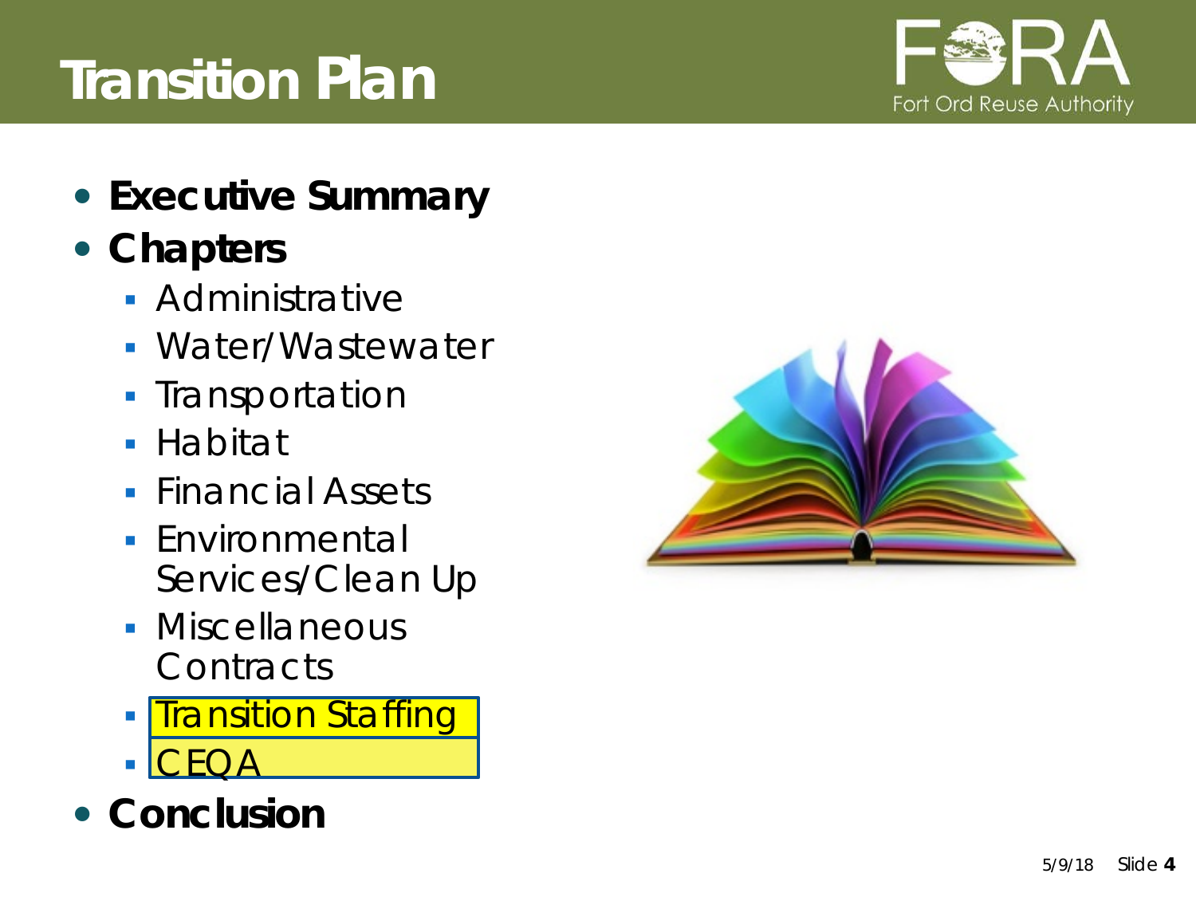# Transition Plan

- **Executive Summary**
- **Chapters**
  - Administrative
  - Water/Wastewater
  - Transportation
  - Habitat
  - Financial Assets
  - Environmental Services/Clean Up
  - Miscellaneous Contracts
  - Transition Staffing
  - CEQA
- **Conclusion**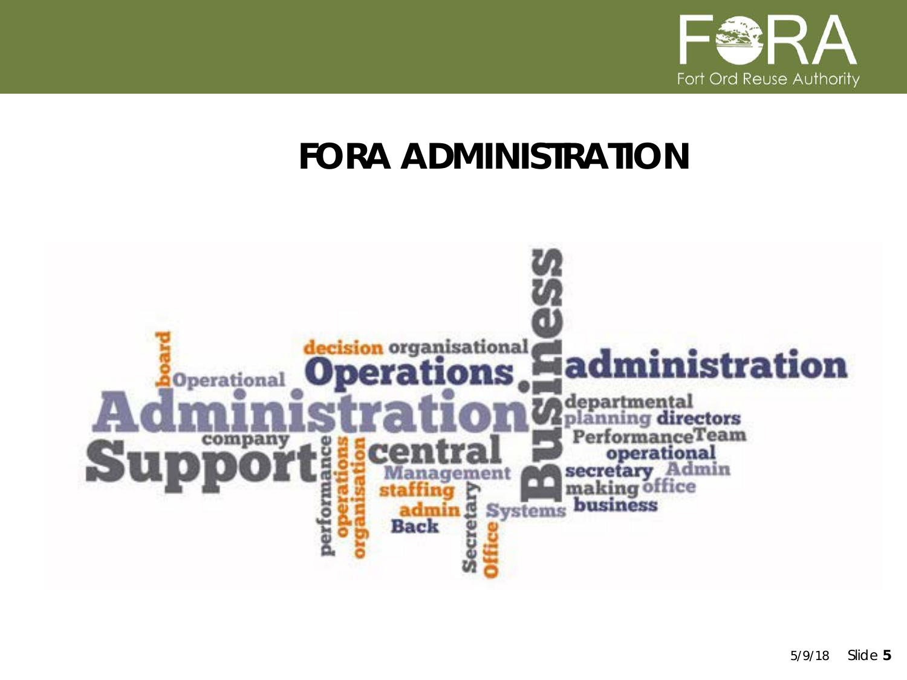# FORA ADMINISTRATION

board Operational decision organisational Operations Business administration Administration departmental planning directors PerformanceTeam company Support performance operations organisation central operational Management secretary Admin staffing making office admin Secretary Systems business Back Office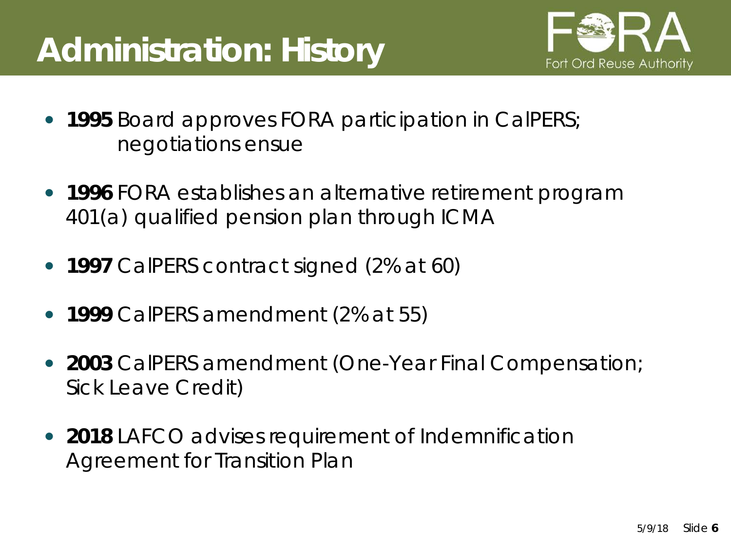# Administration: History

- **1995** Board approves FORA participation in CalPERS; negotiations ensue
- **1996** FORA establishes an alternative retirement program 401(a) qualified pension plan through ICMA
- **1997** CalPERS contract signed (2% at 60)
- **1999** CalPERS amendment (2% at 55)
- **2003** CalPERS amendment (One-Year Final Compensation; Sick Leave Credit)
- **2018** LAFCO advises requirement of Indemnification Agreement for Transition Plan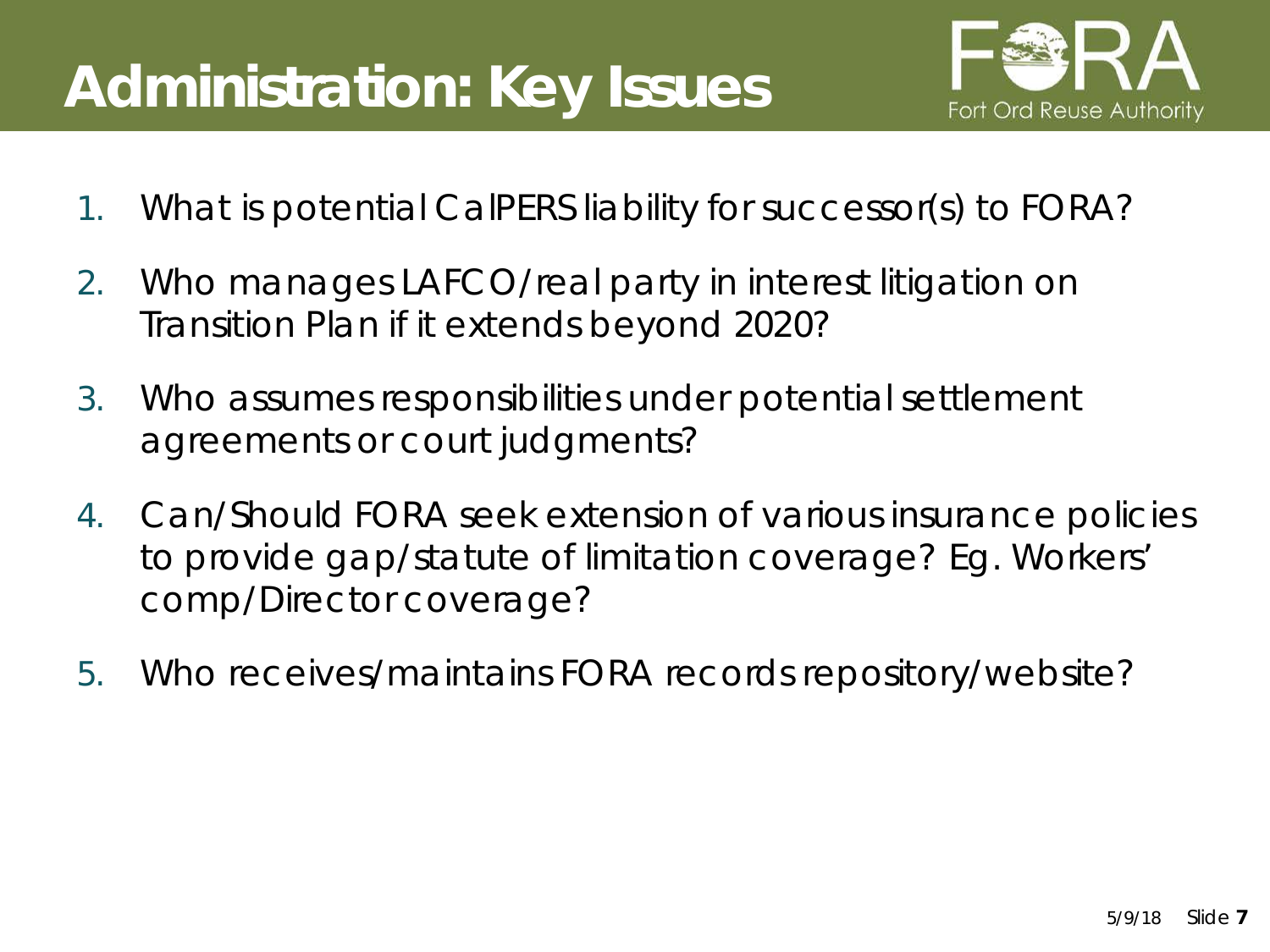# Administration: Key Issues

1. What is potential CalPERS liability for successor(s) to FORA?
2. Who manages LAFCO/real party in interest litigation on Transition Plan if it extends beyond 2020?
3. Who assumes responsibilities under potential settlement agreements or court judgments?
4. Can/Should FORA seek extension of various insurance policies to provide gap/statute of limitation coverage? Eg. Workers' comp/Director coverage?
5. Who receives/maintains FORA records repository/website?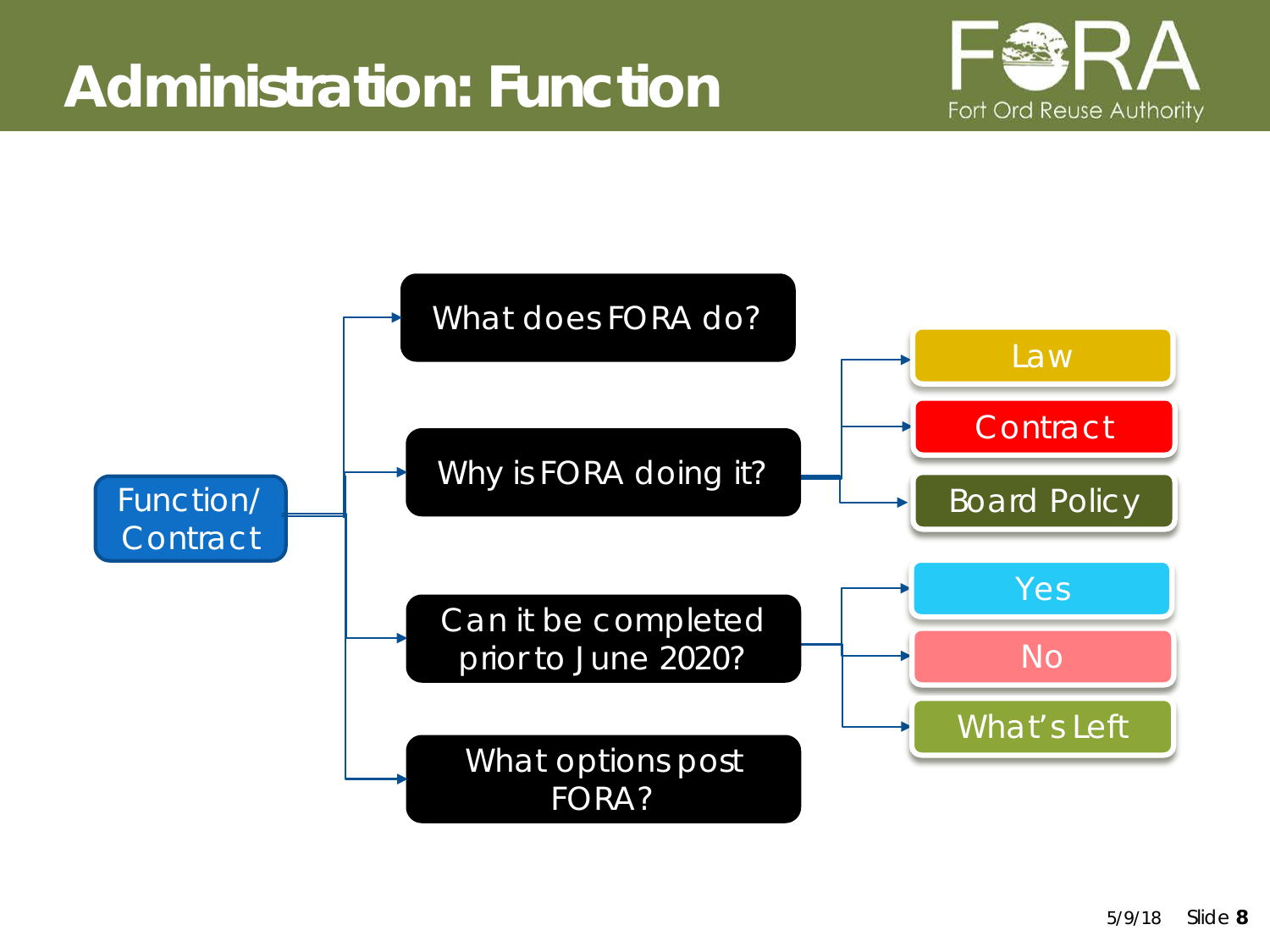# Administration: Function

Fort Ord Reuse Authority

- Function/ Contract
  - What does FORA do?
  - Why is FORA doing it?
    - Law
    - Contract
    - Board Policy
  - Can it be completed prior to June 2020?
    - Yes
    - No
    - What's Left
  - What options post FORA?

5/9/18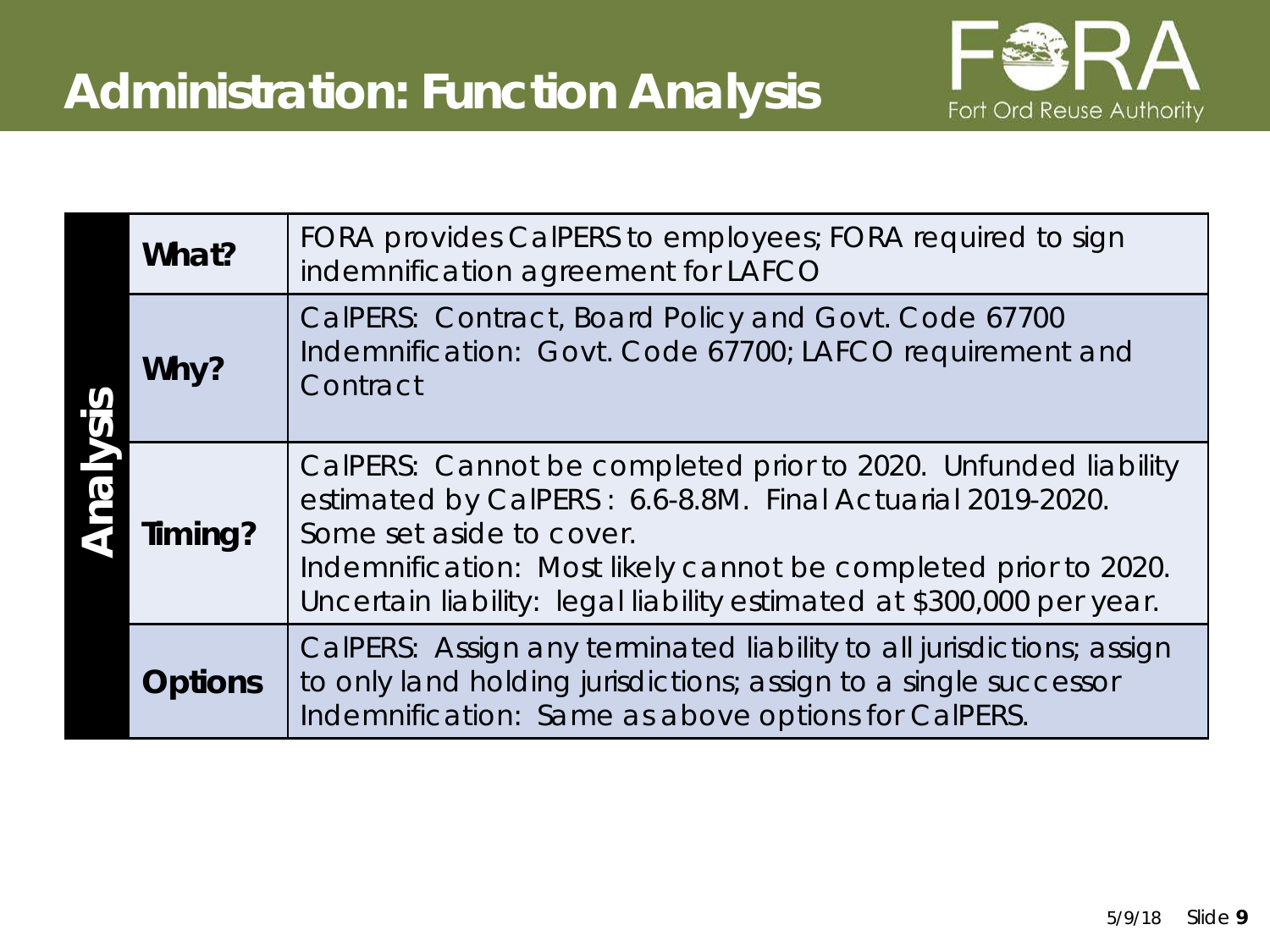# Administration: Function Analysis

| Analysis | | |
|---|---|---|
| | **What?** | FORA provides CalPERS to employees; FORA required to sign indemnification agreement for LAFCO |
| | **Why?** | CalPERS: Contract, Board Policy and Govt. Code 67700<br>Indemnification: Govt. Code 67700; LAFCO requirement and Contract |
| | **Timing?** | CalPERS: Cannot be completed prior to 2020. Unfunded liability estimated by CalPERS : 6.6-8.8M. Final Actuarial 2019-2020. Some set aside to cover.<br>Indemnification: Most likely cannot be completed prior to 2020. Uncertain liability: legal liability estimated at $300,000 per year. |
| | **Options** | CalPERS: Assign any terminated liability to all jurisdictions; assign to only land holding jurisdictions; assign to a single successor<br>Indemnification: Same as above options for CalPERS. |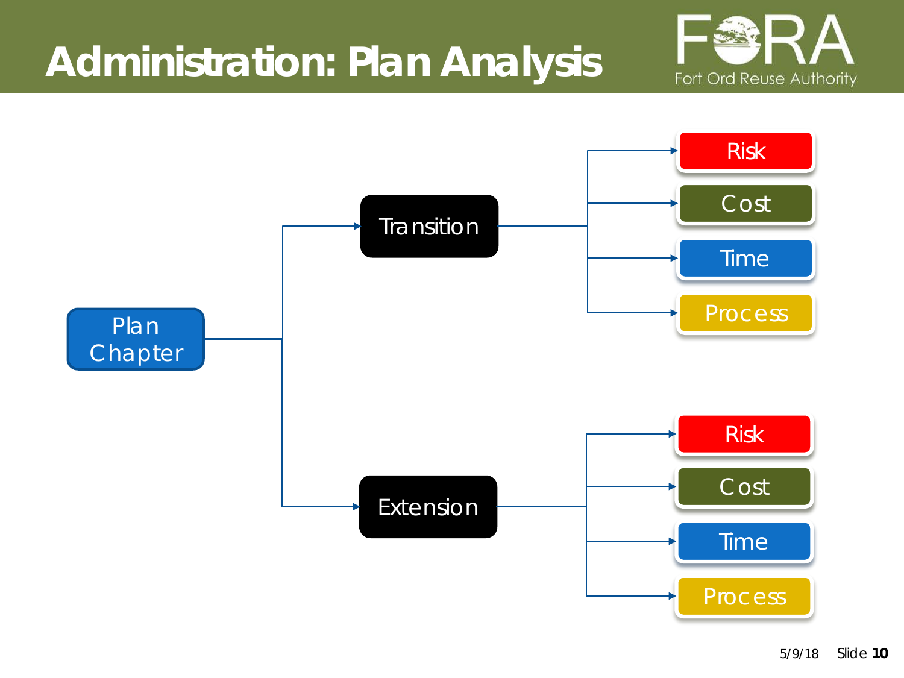# Administration: Plan Analysis

- Plan Chapter
  - Transition
    - Risk
    - Cost
    - Time
    - Process
  - Extension
    - Risk
    - Cost
    - Time
    - Process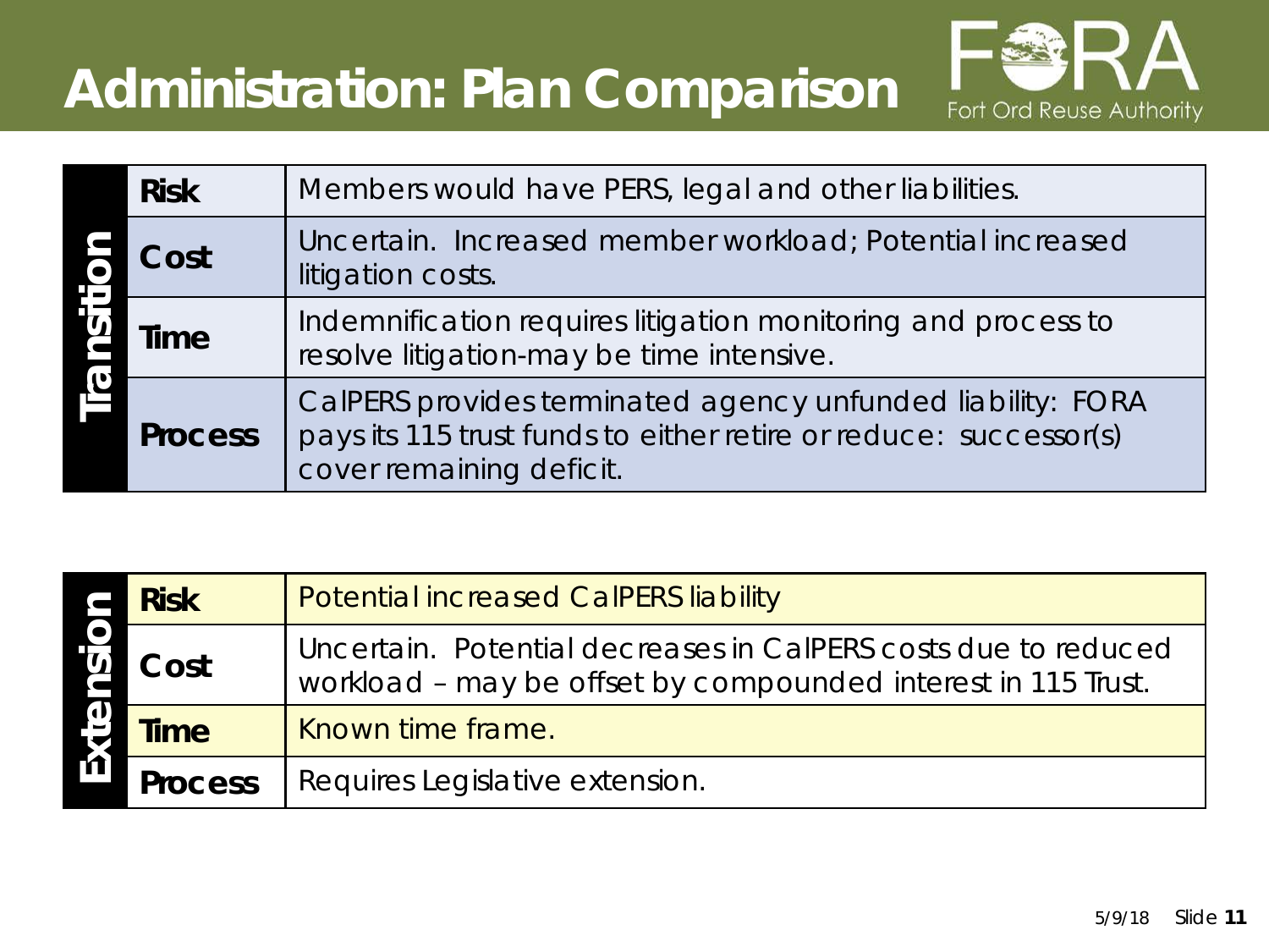# Administration: Plan Comparison

Fort Ord Reuse Authority

| Transition | | |
|---|---|---|
| | **Risk** | Members would have PERS, legal and other liabilities. |
| | **Cost** | Uncertain. Increased member workload; Potential increased litigation costs. |
| | **Time** | Indemnification requires litigation monitoring and process to resolve litigation-may be time intensive. |
| | **Process** | CalPERS provides terminated agency unfunded liability: FORA pays its 115 trust funds to either retire or reduce: successor(s) cover remaining deficit. |

| Extension | | |
|---|---|---|
| | **Risk** | Potential increased CalPERS liability |
| | **Cost** | Uncertain. Potential decreases in CalPERS costs due to reduced workload – may be offset by compounded interest in 115 Trust. |
| | **Time** | Known time frame. |
| | **Process** | Requires Legislative extension. |

5/9/18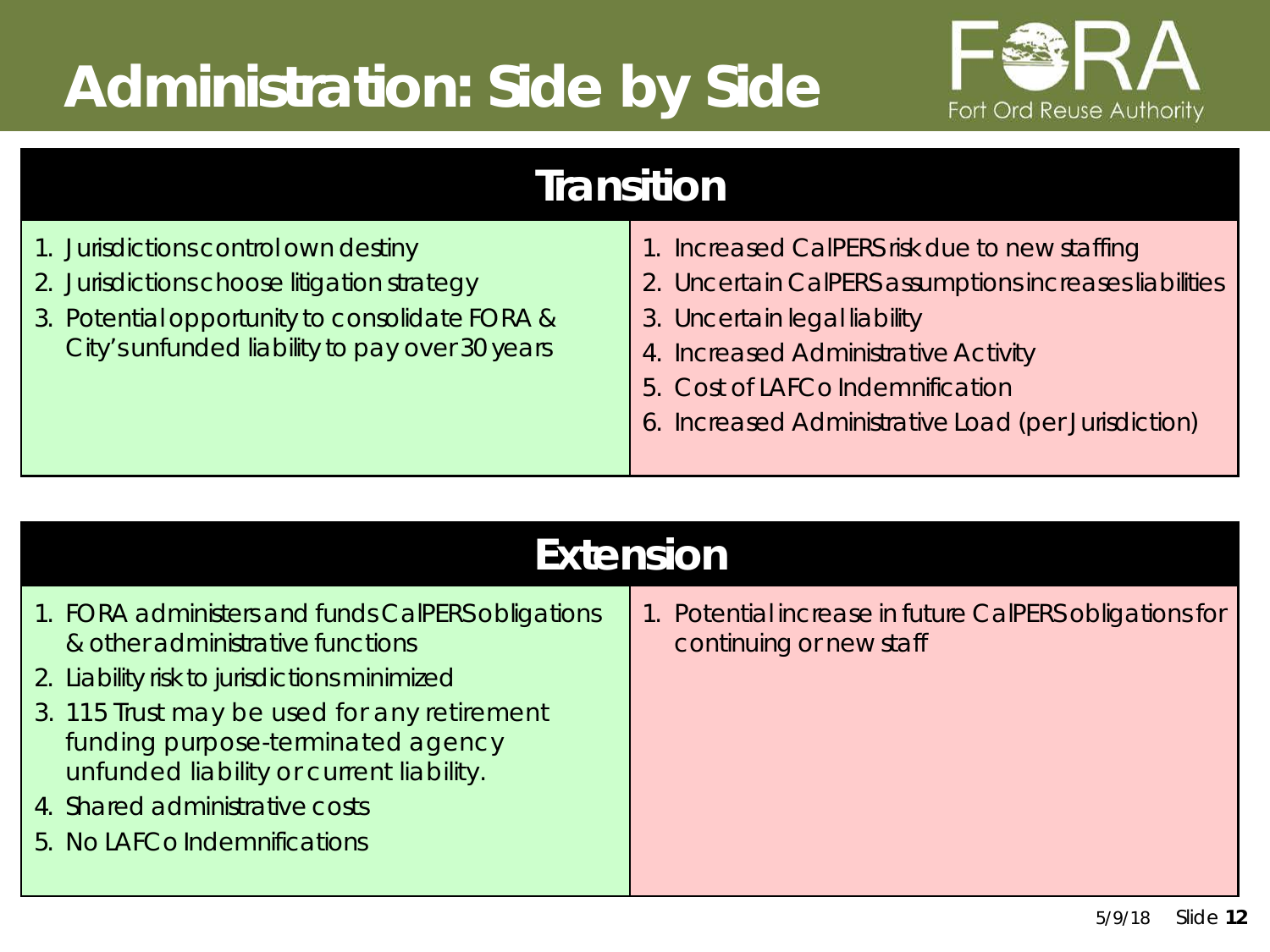# Administration: Side by Side

## Transition

| | |
|---|---|
| 1. Jurisdictions control own destiny<br>2. Jurisdictions choose litigation strategy<br>3. Potential opportunity to consolidate FORA & City's unfunded liability to pay over 30 years | 1. Increased CalPERS risk due to new staffing<br>2. Uncertain CalPERS assumptions increases liabilities<br>3. Uncertain legal liability<br>4. Increased Administrative Activity<br>5. Cost of LAFCo Indemnification<br>6. Increased Administrative Load (per Jurisdiction) |

## Extension

| | |
|---|---|
| 1. FORA administers and funds CalPERS obligations & other administrative functions<br>2. Liability risk to jurisdictions minimized<br>3. 115 Trust may be used for any retirement funding purpose-terminated agency unfunded liability or current liability.<br>4. Shared administrative costs<br>5. No LAFCo Indemnifications | 1. Potential increase in future CalPERS obligations for continuing or new staff |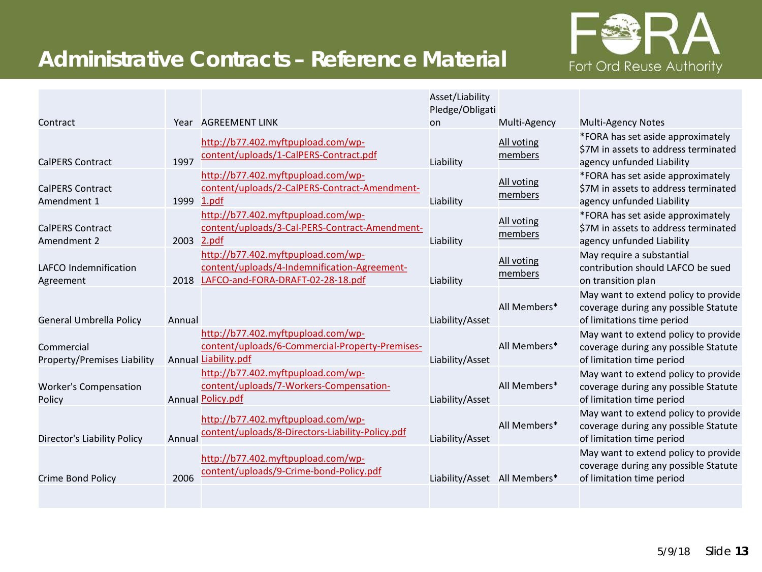# Administrative Contracts – Reference Material

| Contract | Year | AGREEMENT LINK | Asset/Liability Pledge/Obligation | Multi-Agency | Multi-Agency Notes |
|---|---|---|---|---|---|
| CalPERS Contract | 1997 | http://b77.402.myftpupload.com/wp-content/uploads/1-CalPERS-Contract.pdf | Liability | All voting members | *FORA has set aside approximately $7M in assets to address terminated agency unfunded Liability |
| CalPERS Contract Amendment 1 | 1999 | http://b77.402.myftpupload.com/wp-content/uploads/2-CalPERS-Contract-Amendment-1.pdf | Liability | All voting members | *FORA has set aside approximately $7M in assets to address terminated agency unfunded Liability |
| CalPERS Contract Amendment 2 | 2003 | http://b77.402.myftpupload.com/wp-content/uploads/3-Cal-PERS-Contract-Amendment-2.pdf | Liability | All voting members | *FORA has set aside approximately $7M in assets to address terminated agency unfunded Liability |
| LAFCO Indemnification Agreement | 2018 | http://b77.402.myftpupload.com/wp-content/uploads/4-Indemnification-Agreement-LAFCO-and-FORA-DRAFT-02-28-18.pdf | Liability | All voting members | May require a substantial contribution should LAFCO be sued on transition plan |
| General Umbrella Policy | Annual | | Liability/Asset | All Members* | May want to extend policy to provide coverage during any possible Statute of limitations time period |
| Commercial Property/Premises Liability | Annual | http://b77.402.myftpupload.com/wp-content/uploads/6-Commercial-Property-Premises-Liability.pdf | Liability/Asset | All Members* | May want to extend policy to provide coverage during any possible Statute of limitation time period |
| Worker's Compensation Policy | Annual | http://b77.402.myftpupload.com/wp-content/uploads/7-Workers-Compensation-Policy.pdf | Liability/Asset | All Members* | May want to extend policy to provide coverage during any possible Statute of limitation time period |
| Director's Liability Policy | Annual | http://b77.402.myftpupload.com/wp-content/uploads/8-Directors-Liability-Policy.pdf | Liability/Asset | All Members* | May want to extend policy to provide coverage during any possible Statute of limitation time period |
| Crime Bond Policy | 2006 | http://b77.402.myftpupload.com/wp-content/uploads/9-Crime-bond-Policy.pdf | Liability/Asset | All Members* | May want to extend policy to provide coverage during any possible Statute of limitation time period |
| | | | | | |

5/9/18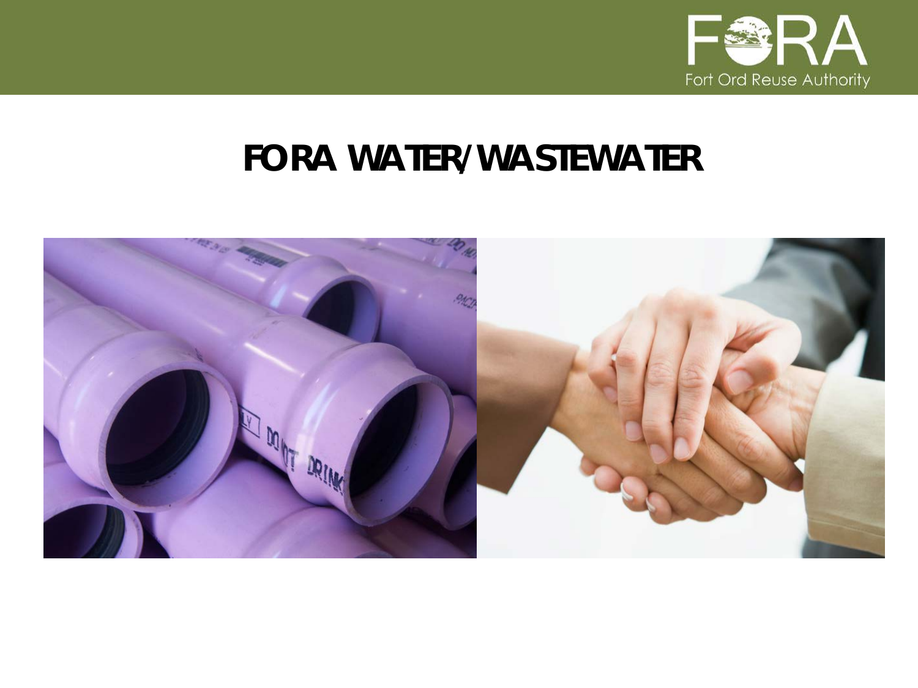# FORA WATER/WASTEWATER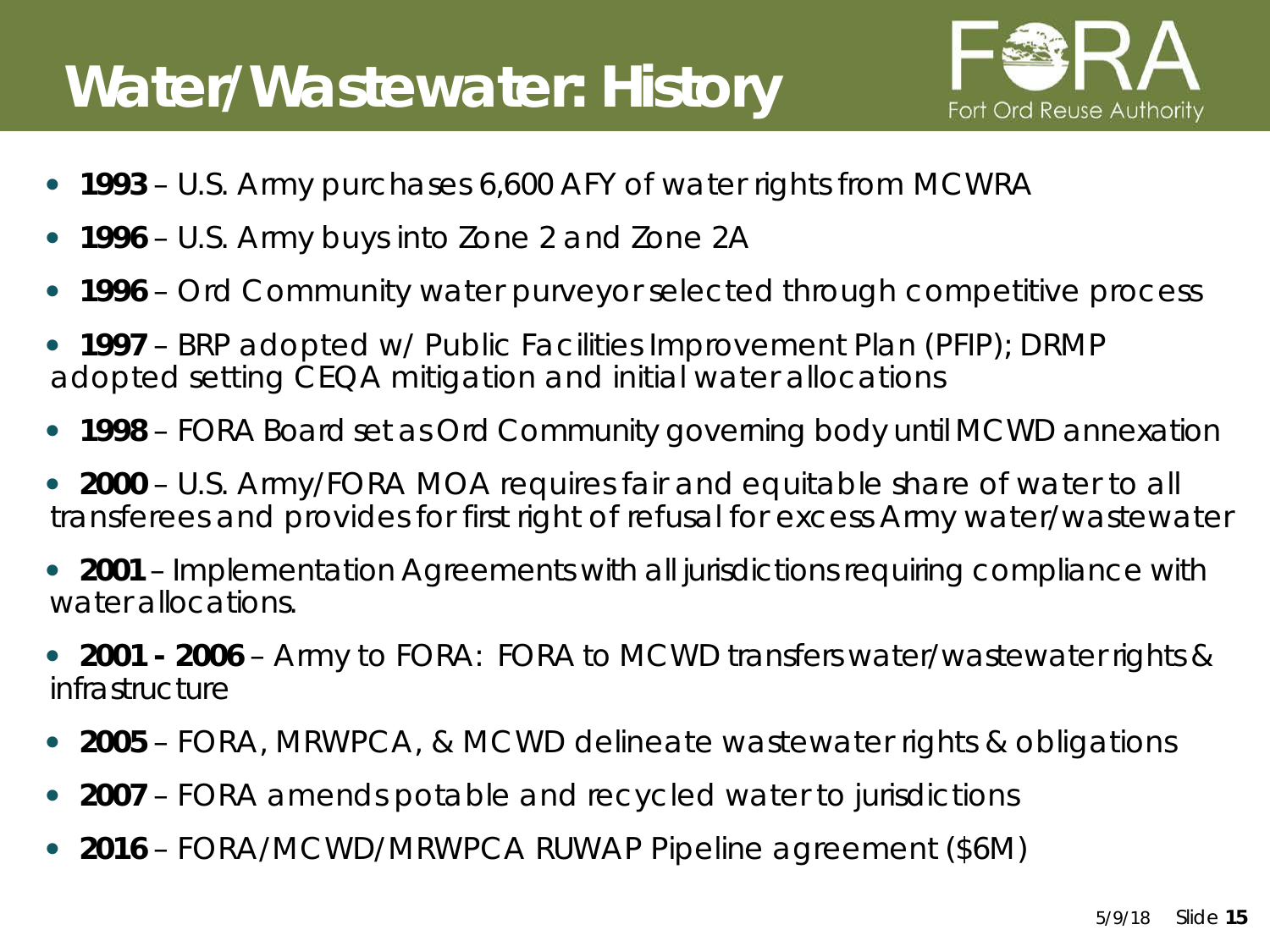# Water/Wastewater: History

- **1993** – U.S. Army purchases 6,600 AFY of water rights from MCWRA
- **1996** – U.S. Army buys into Zone 2 and Zone 2A
- **1996** – Ord Community water purveyor selected through competitive process
- **1997** – BRP adopted w/ Public Facilities Improvement Plan (PFIP); DRMP adopted setting CEQA mitigation and initial water allocations
- **1998** – FORA Board set as Ord Community governing body until MCWD annexation
- **2000** – U.S. Army/FORA MOA requires fair and equitable share of water to all transferees and provides for first right of refusal for excess Army water/wastewater
- **2001** – Implementation Agreements with all jurisdictions requiring compliance with water allocations.
- **2001 - 2006** – Army to FORA: FORA to MCWD transfers water/wastewater rights & infrastructure
- **2005** – FORA, MRWPCA, & MCWD delineate wastewater rights & obligations
- **2007** – FORA amends potable and recycled water to jurisdictions
- **2016** – FORA/MCWD/MRWPCA RUWAP Pipeline agreement ($6M)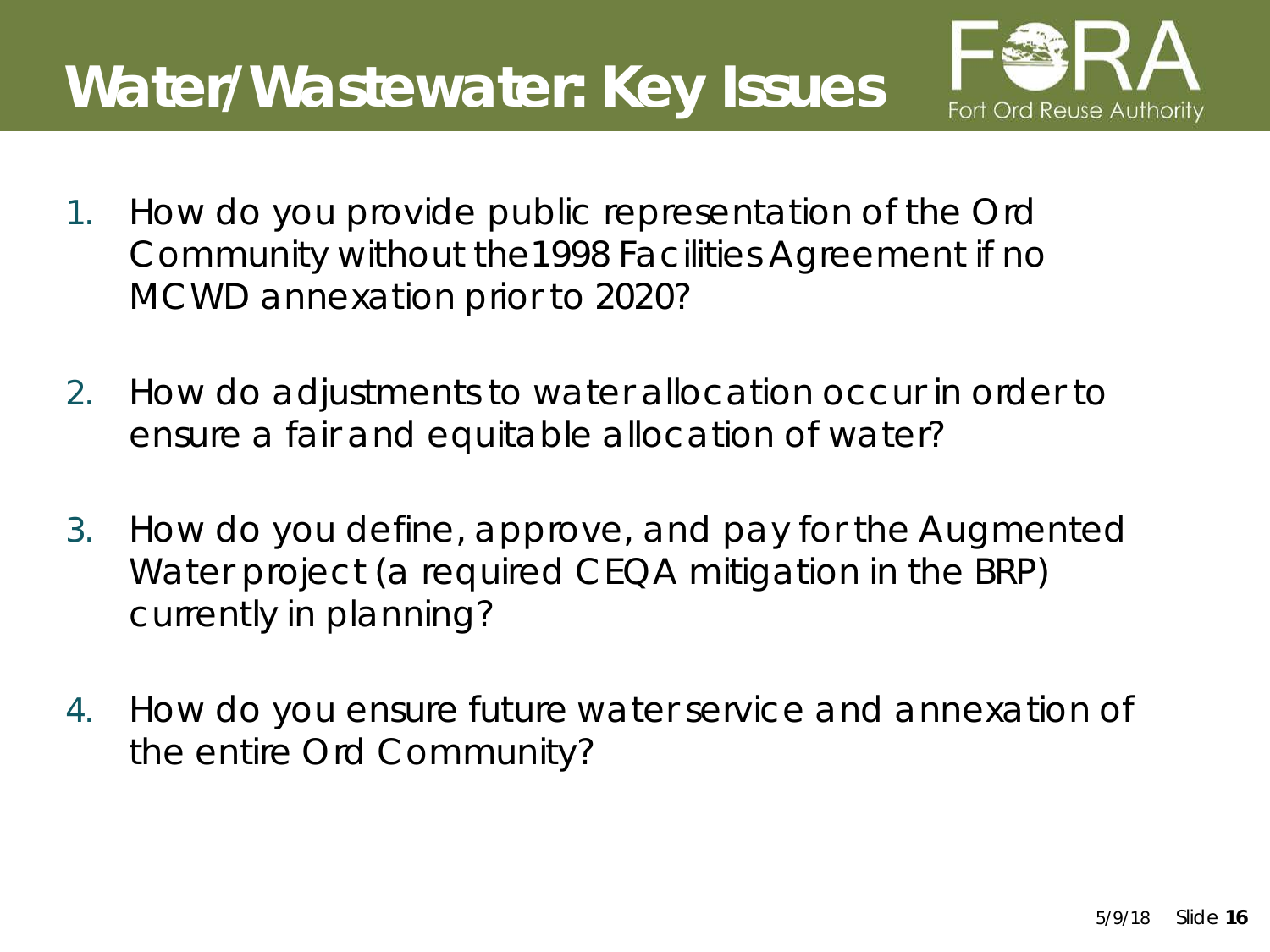# Water/Wastewater: Key Issues

1. How do you provide public representation of the Ord Community without the1998 Facilities Agreement if no MCWD annexation prior to 2020?

2. How do adjustments to water allocation occur in order to ensure a fair and equitable allocation of water?

3. How do you define, approve, and pay for the Augmented Water project (a required CEQA mitigation in the BRP) currently in planning?

4. How do you ensure future water service and annexation of the entire Ord Community?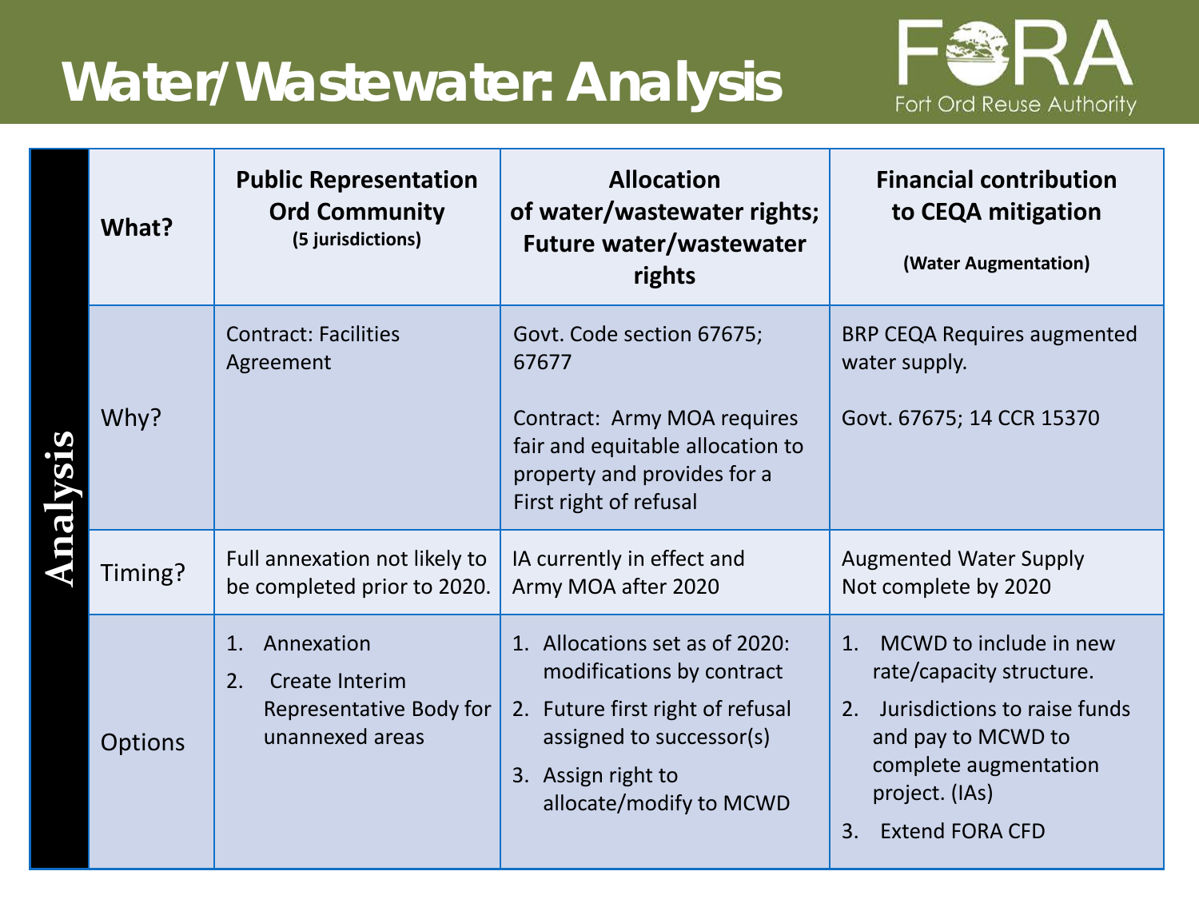# Water/Wastewater: Analysis

Fort Ord Reuse Authority

| Analysis | | | | |
|---|---|---|---|---|
| | **What?** | **Public Representation Ord Community (5 jurisdictions)** | **Allocation of water/wastewater rights; Future water/wastewater rights** | **Financial contribution to CEQA mitigation (Water Augmentation)** |
| | Why? | Contract: Facilities Agreement | Govt. Code section 67675; 67677<br><br>Contract: Army MOA requires fair and equitable allocation to property and provides for a First right of refusal | BRP CEQA Requires augmented water supply.<br><br>Govt. 67675; 14 CCR 15370 |
| | Timing? | Full annexation not likely to be completed prior to 2020. | IA currently in effect and Army MOA after 2020 | Augmented Water Supply Not complete by 2020 |
| | Options | 1. Annexation<br>2. Create Interim Representative Body for unannexed areas | 1. Allocations set as of 2020: modifications by contract<br>2. Future first right of refusal assigned to successor(s)<br>3. Assign right to allocate/modify to MCWD | 1. MCWD to include in new rate/capacity structure.<br>2. Jurisdictions to raise funds and pay to MCWD to complete augmentation project. (IAs)<br>3. Extend FORA CFD |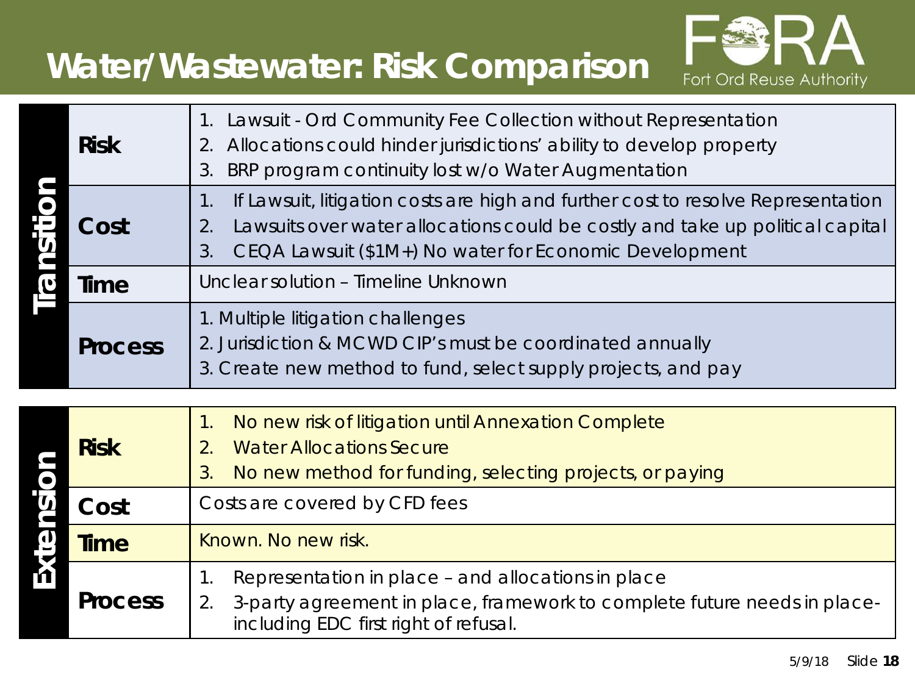# Water/Wastewater: Risk Comparison

Fort Ord Reuse Authority

| | | |
|---|---|---|
| **Transition** | **Risk** | 1. Lawsuit - Ord Community Fee Collection without Representation<br>2. Allocations could hinder jurisdictions' ability to develop property<br>3. BRP program continuity lost w/o Water Augmentation |
| | **Cost** | 1. If Lawsuit, litigation costs are high and further cost to resolve Representation<br>2. Lawsuits over water allocations could be costly and take up political capital<br>3. CEQA Lawsuit ($1M+) No water for Economic Development |
| | **Time** | Unclear solution – Timeline Unknown |
| | **Process** | 1. Multiple litigation challenges<br>2. Jurisdiction & MCWD CIP's must be coordinated annually<br>3. Create new method to fund, select supply projects, and pay |
| **Extension** | **Risk** | 1. No new risk of litigation until Annexation Complete<br>2. Water Allocations Secure<br>3. No new method for funding, selecting projects, or paying |
| | **Cost** | Costs are covered by CFD fees |
| | **Time** | Known. No new risk. |
| | **Process** | 1. Representation in place – and allocations in place<br>2. 3-party agreement in place, framework to complete future needs in place- including EDC first right of refusal. |

5/9/18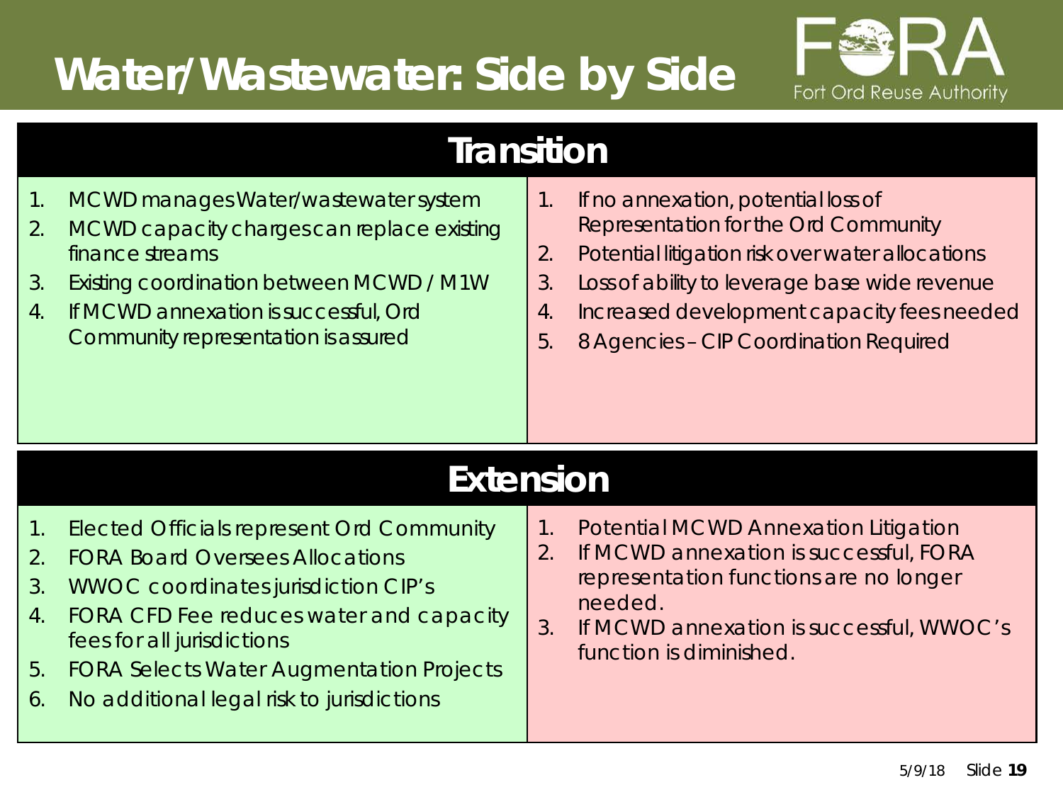# Water/Wastewater: Side by Side

Fort Ord Reuse Authority

## Transition

| Pros | Cons |
| --- | --- |
| 1. MCWD manages Water/wastewater system<br>2. MCWD capacity charges can replace existing finance streams<br>3. Existing coordination between MCWD / M1W<br>4. If MCWD annexation is successful, Ord Community representation is assured | 1. If no annexation, potential loss of Representation for the Ord Community<br>2. Potential litigation risk over water allocations<br>3. Loss of ability to leverage base wide revenue<br>4. Increased development capacity fees needed<br>5. 8 Agencies – CIP Coordination Required |

## Extension

| Pros | Cons |
| --- | --- |
| 1. Elected Officials represent Ord Community<br>2. FORA Board Oversees Allocations<br>3. WWOC coordinates jurisdiction CIP's<br>4. FORA CFD Fee reduces water and capacity fees for all jurisdictions<br>5. FORA Selects Water Augmentation Projects<br>6. No additional legal risk to jurisdictions | 1. Potential MCWD Annexation Litigation<br>2. If MCWD annexation is successful, FORA representation functions are no longer needed.<br>3. If MCWD annexation is successful, WWOC's function is diminished. |

5/9/18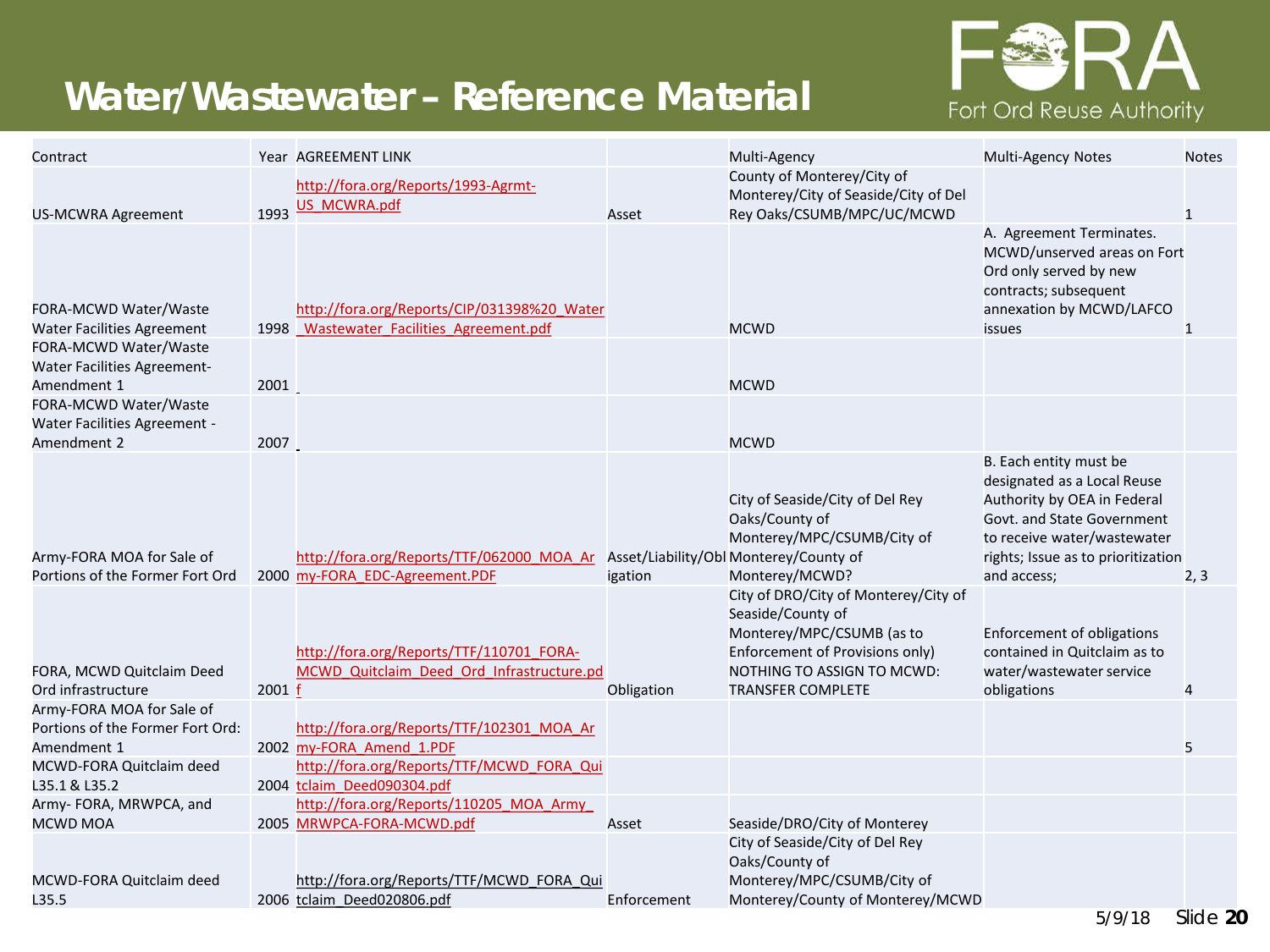# Water/Wastewater – Reference Material

| Contract | Year | AGREEMENT LINK | | Multi-Agency | Multi-Agency Notes | Notes |
|---|---|---|---|---|---|---|
| US-MCWRA Agreement | 1993 | http://fora.org/Reports/1993-Agrmt-US_MCWRA.pdf | Asset | County of Monterey/City of Monterey/City of Seaside/City of Del Rey Oaks/CSUMB/MPC/UC/MCWD | | 1 |
| FORA-MCWD Water/Waste Water Facilities Agreement | 1998 | http://fora.org/Reports/CIP/031398%20_Water_Wastewater_Facilities_Agreement.pdf | | MCWD | A. Agreement Terminates. MCWD/unserved areas on Fort Ord only served by new contracts; subsequent annexation by MCWD/LAFCO issues | 1 |
| FORA-MCWD Water/Waste Water Facilities Agreement-Amendment 1 | 2001 | | | MCWD | | |
| FORA-MCWD Water/Waste Water Facilities Agreement - Amendment 2 | 2007 | | | MCWD | | |
| Army-FORA MOA for Sale of Portions of the Former Fort Ord | 2000 | http://fora.org/Reports/TTF/062000_MOA_Army-FORA_EDC-Agreement.PDF | Asset/Liability/Obligation | City of Seaside/City of Del Rey Oaks/County of Monterey/MPC/CSUMB/City of Monterey/County of Monterey/MCWD? | B. Each entity must be designated as a Local Reuse Authority by OEA in Federal Govt. and State Government to receive water/wastewater rights; Issue as to prioritization and access; | 2, 3 |
| FORA, MCWD Quitclaim Deed Ord infrastructure | 2001 | http://fora.org/Reports/TTF/110701_FORA-MCWD_Quitclaim_Deed_Ord_Infrastructure.pdf | Obligation | City of DRO/City of Monterey/City of Seaside/County of Monterey/MPC/CSUMB (as to Enforcement of Provisions only) NOTHING TO ASSIGN TO MCWD: TRANSFER COMPLETE | Enforcement of obligations contained in Quitclaim as to water/wastewater service obligations | 4 |
| Army-FORA MOA for Sale of Portions of the Former Fort Ord: Amendment 1 | 2002 | http://fora.org/Reports/TTF/102301_MOA_Army-FORA_Amend_1.PDF | | | | 5 |
| MCWD-FORA Quitclaim deed L35.1 & L35.2 | 2004 | http://fora.org/Reports/TTF/MCWD_FORA_Quitclaim_Deed090304.pdf | | | | |
| Army- FORA, MRWPCA, and MCWD MOA | 2005 | http://fora.org/Reports/110205_MOA_Army_MRWPCA-FORA-MCWD.pdf | Asset | Seaside/DRO/City of Monterey | | |
| MCWD-FORA Quitclaim deed L35.5 | 2006 | http://fora.org/Reports/TTF/MCWD_FORA_Quitclaim_Deed020806.pdf | Enforcement | City of Seaside/City of Del Rey Oaks/County of Monterey/MPC/CSUMB/City of Monterey/County of Monterey/MCWD | | |

5/9/18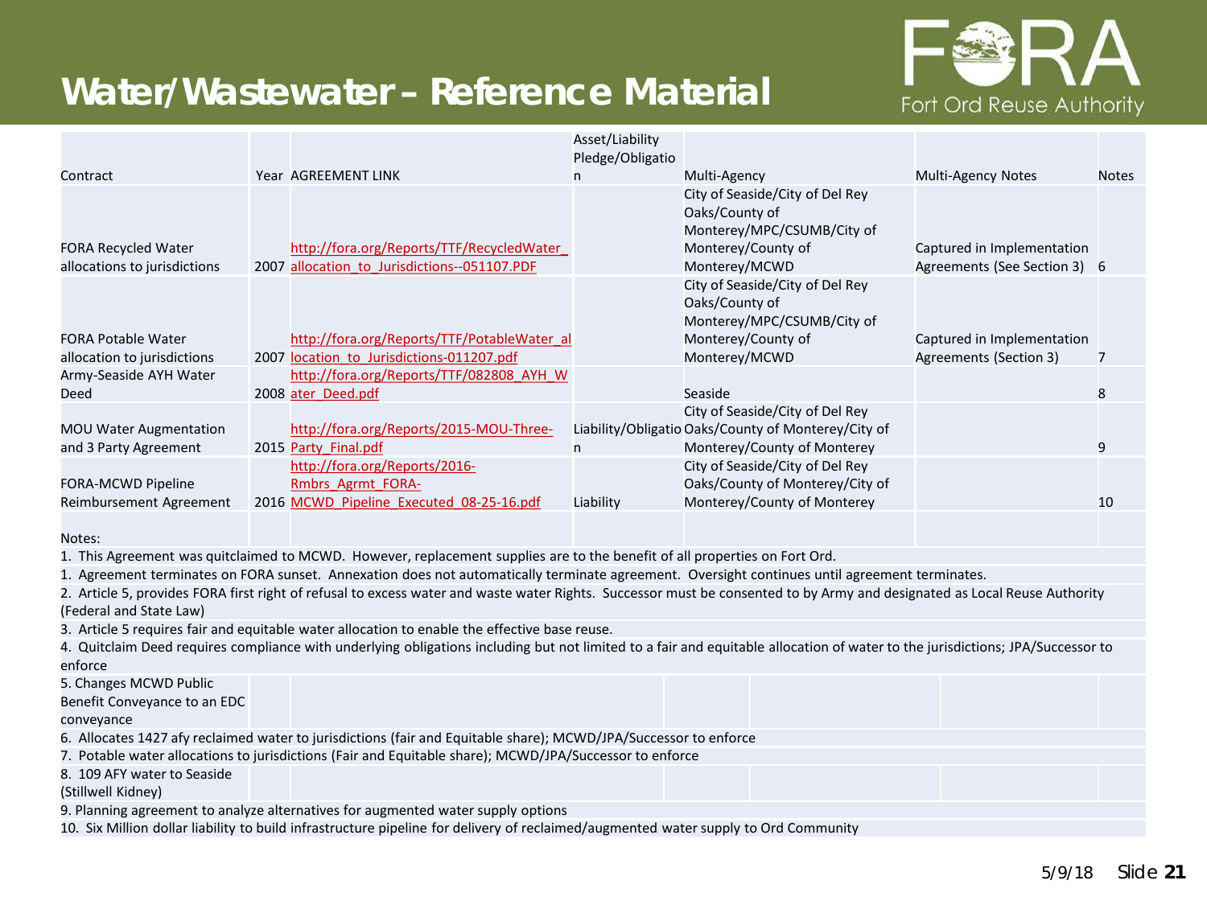# Water/Wastewater – Reference Material

| Contract | Year | AGREEMENT LINK | Asset/Liability Pledge/Obligation | Multi-Agency | Multi-Agency Notes | Notes |
|---|---|---|---|---|---|---|
| FORA Recycled Water allocations to jurisdictions | 2007 | http://fora.org/Reports/TTF/RecycledWater_allocation_to_Jurisdictions--051107.PDF | | City of Seaside/City of Del Rey Oaks/County of Monterey/MPC/CSUMB/City of Monterey/County of Monterey/MCWD | Captured in Implementation Agreements (See Section 3) | 6 |
| FORA Potable Water allocation to jurisdictions | 2007 | http://fora.org/Reports/TTF/PotableWater_allocation_to_Jurisdictions-011207.pdf | | City of Seaside/City of Del Rey Oaks/County of Monterey/MPC/CSUMB/City of Monterey/County of Monterey/MCWD | Captured in Implementation Agreements (Section 3) | 7 |
| Army-Seaside AYH Water Deed | 2008 | http://fora.org/Reports/TTF/082808_AYH_Water_Deed.pdf | | Seaside | | 8 |
| MOU Water Augmentation and 3 Party Agreement | 2015 | http://fora.org/Reports/2015-MOU-Three-Party_Final.pdf | Liability/Obligation | City of Seaside/City of Del Rey Oaks/County of Monterey/City of Monterey/County of Monterey | | 9 |
| FORA-MCWD Pipeline Reimbursement Agreement | 2016 | http://fora.org/Reports/2016-Rmbrs_Agrmt_FORA-MCWD_Pipeline_Executed_08-25-16.pdf | Liability | City of Seaside/City of Del Rey Oaks/County of Monterey/City of Monterey/County of Monterey | | 10 |

Notes:

1. This Agreement was quitclaimed to MCWD. However, replacement supplies are to the benefit of all properties on Fort Ord.
1. Agreement terminates on FORA sunset. Annexation does not automatically terminate agreement. Oversight continues until agreement terminates.
2. Article 5, provides FORA first right of refusal to excess water and waste water Rights. Successor must be consented to by Army and designated as Local Reuse Authority (Federal and State Law)
3. Article 5 requires fair and equitable water allocation to enable the effective base reuse.
4. Quitclaim Deed requires compliance with underlying obligations including but not limited to a fair and equitable allocation of water to the jurisdictions; JPA/Successor to enforce
5. Changes MCWD Public Benefit Conveyance to an EDC conveyance
6. Allocates 1427 afy reclaimed water to jurisdictions (fair and Equitable share); MCWD/JPA/Successor to enforce
7. Potable water allocations to jurisdictions (Fair and Equitable share); MCWD/JPA/Successor to enforce
8. 109 AFY water to Seaside (Stillwell Kidney)
9. Planning agreement to analyze alternatives for augmented water supply options
10. Six Million dollar liability to build infrastructure pipeline for delivery of reclaimed/augmented water supply to Ord Community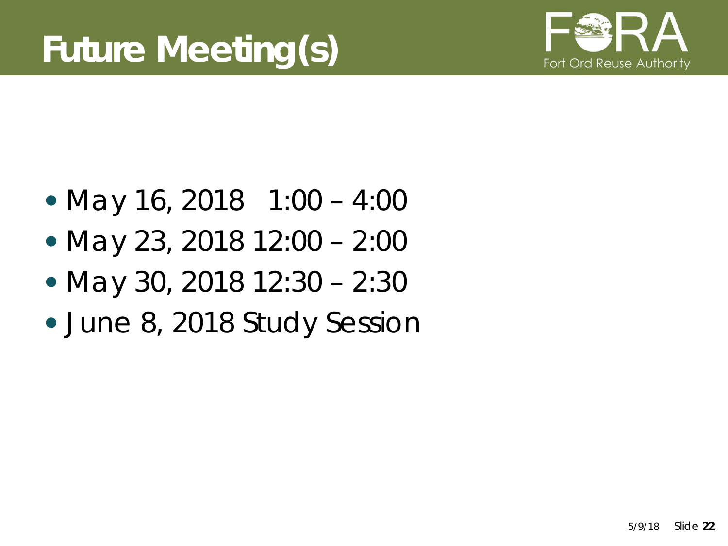# Future Meeting(s)

Fort Ord Reuse Authority

- May 16, 2018   1:00 – 4:00
- May 23, 2018 12:00 – 2:00
- May 30, 2018 12:30 – 2:30
- June 8, 2018 Study Session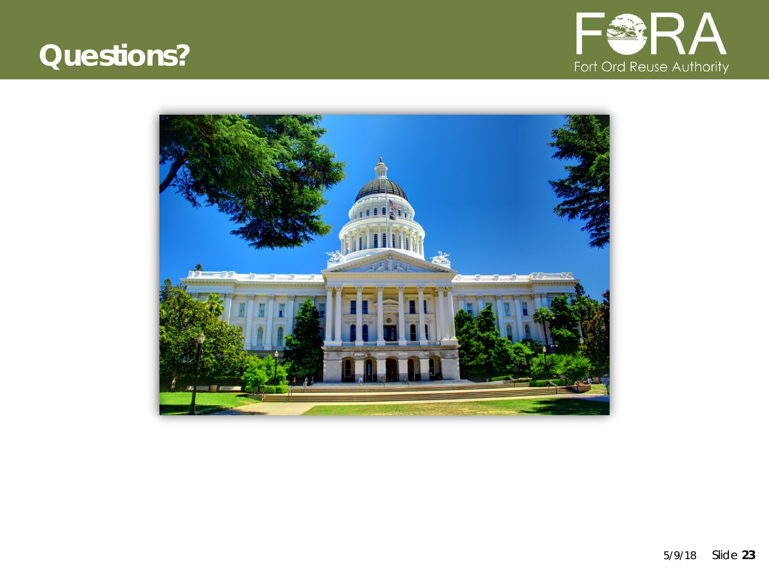# Questions?